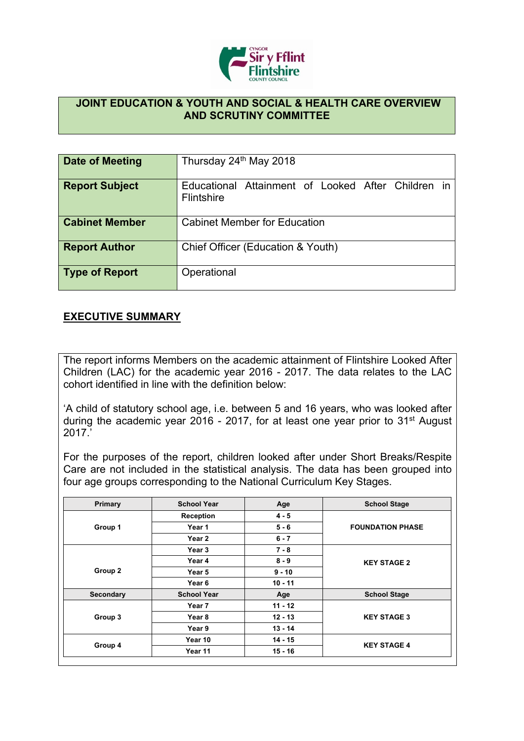# JOINT EDUCATION & YOUTH AND SOCIAL & HEALTH CARE OVERVIEW AND SCRUTINY COMMITTEE

| | |
|---|---|
| **Date of Meeting** | Thursday 24th May 2018 |
| **Report Subject** | Educational Attainment of Looked After Children in Flintshire |
| **Cabinet Member** | Cabinet Member for Education |
| **Report Author** | Chief Officer (Education & Youth) |
| **Type of Report** | Operational |

## EXECUTIVE SUMMARY

The report informs Members on the academic attainment of Flintshire Looked After Children (LAC) for the academic year 2016 - 2017. The data relates to the LAC cohort identified in line with the definition below:

'A child of statutory school age, i.e. between 5 and 16 years, who was looked after during the academic year 2016 - 2017, for at least one year prior to 31st August 2017.'

For the purposes of the report, children looked after under Short Breaks/Respite Care are not included in the statistical analysis. The data has been grouped into four age groups corresponding to the National Curriculum Key Stages.

| Primary | School Year | Age | School Stage |
|---|---|---|---|
| Group 1 | Reception | 4 - 5 | FOUNDATION PHASE |
| | Year 1 | 5 - 6 | |
| | Year 2 | 6 - 7 | |
| Group 2 | Year 3 | 7 - 8 | KEY STAGE 2 |
| | Year 4 | 8 - 9 | |
| | Year 5 | 9 - 10 | |
| | Year 6 | 10 - 11 | |
| **Secondary** | **School Year** | **Age** | **School Stage** |
| Group 3 | Year 7 | 11 - 12 | KEY STAGE 3 |
| | Year 8 | 12 - 13 | |
| | Year 9 | 13 - 14 | |
| Group 4 | Year 10 | 14 - 15 | KEY STAGE 4 |
| | Year 11 | 15 - 16 | |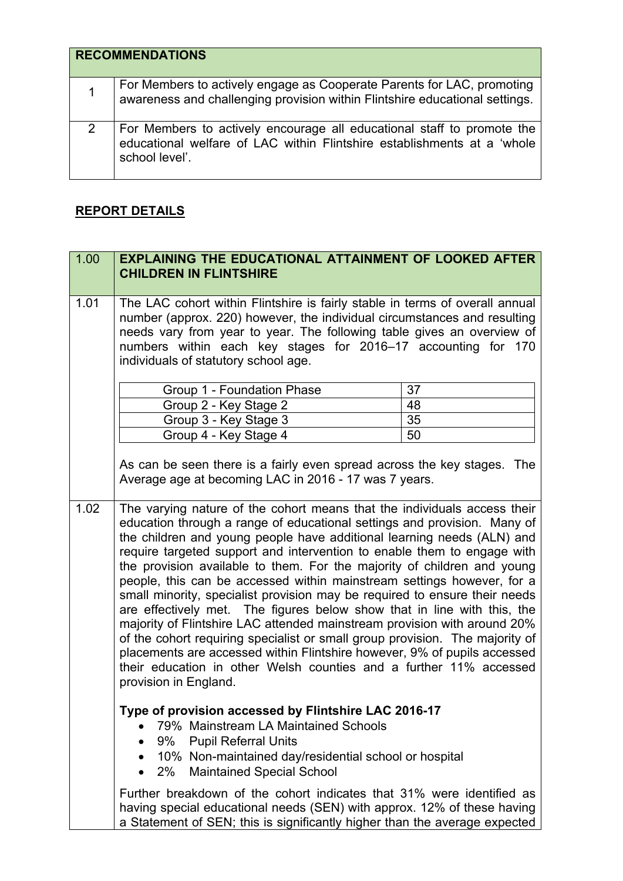| RECOMMENDATIONS | |
|---|---|
| 1 | For Members to actively engage as Cooperate Parents for LAC, promoting awareness and challenging provision within Flintshire educational settings. |
| 2 | For Members to actively encourage all educational staff to promote the educational welfare of LAC within Flintshire establishments at a 'whole school level'. |

## REPORT DETAILS

### 1.00 EXPLAINING THE EDUCATIONAL ATTAINMENT OF LOOKED AFTER CHILDREN IN FLINTSHIRE

1.01 The LAC cohort within Flintshire is fairly stable in terms of overall annual number (approx. 220) however, the individual circumstances and resulting needs vary from year to year. The following table gives an overview of numbers within each key stages for 2016–17 accounting for 170 individuals of statutory school age.

| Group | Number |
|---|---|
| Group 1 - Foundation Phase | 37 |
| Group 2 - Key Stage 2 | 48 |
| Group 3 - Key Stage 3 | 35 |
| Group 4 - Key Stage 4 | 50 |

As can be seen there is a fairly even spread across the key stages. The Average age at becoming LAC in 2016 - 17 was 7 years.

1.02 The varying nature of the cohort means that the individuals access their education through a range of educational settings and provision. Many of the children and young people have additional learning needs (ALN) and require targeted support and intervention to enable them to engage with the provision available to them. For the majority of children and young people, this can be accessed within mainstream settings however, for a small minority, specialist provision may be required to ensure their needs are effectively met. The figures below show that in line with this, the majority of Flintshire LAC attended mainstream provision with around 20% of the cohort requiring specialist or small group provision. The majority of placements are accessed within Flintshire however, 9% of pupils accessed their education in other Welsh counties and a further 11% accessed provision in England.

**Type of provision accessed by Flintshire LAC 2016-17**

- 79% Mainstream LA Maintained Schools
- 9% Pupil Referral Units
- 10% Non-maintained day/residential school or hospital
- 2% Maintained Special School

Further breakdown of the cohort indicates that 31% were identified as having special educational needs (SEN) with approx. 12% of these having a Statement of SEN; this is significantly higher than the average expected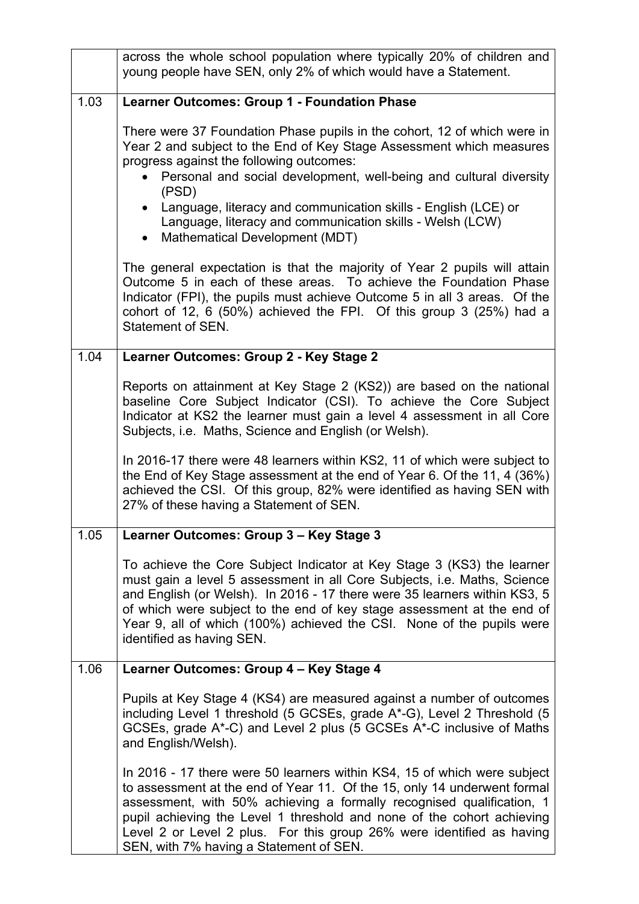| | |
|---|---|
| | across the whole school population where typically 20% of children and young people have SEN, only 2% of which would have a Statement. |
| 1.03 | **Learner Outcomes: Group 1 - Foundation Phase**<br><br>There were 37 Foundation Phase pupils in the cohort, 12 of which were in Year 2 and subject to the End of Key Stage Assessment which measures progress against the following outcomes:<br>• Personal and social development, well-being and cultural diversity (PSD)<br>• Language, literacy and communication skills - English (LCE) or Language, literacy and communication skills - Welsh (LCW)<br>• Mathematical Development (MDT)<br><br>The general expectation is that the majority of Year 2 pupils will attain Outcome 5 in each of these areas. To achieve the Foundation Phase Indicator (FPI), the pupils must achieve Outcome 5 in all 3 areas. Of the cohort of 12, 6 (50%) achieved the FPI. Of this group 3 (25%) had a Statement of SEN. |
| 1.04 | **Learner Outcomes: Group 2 - Key Stage 2**<br><br>Reports on attainment at Key Stage 2 (KS2)) are based on the national baseline Core Subject Indicator (CSI). To achieve the Core Subject Indicator at KS2 the learner must gain a level 4 assessment in all Core Subjects, i.e. Maths, Science and English (or Welsh).<br><br>In 2016-17 there were 48 learners within KS2, 11 of which were subject to the End of Key Stage assessment at the end of Year 6. Of the 11, 4 (36%) achieved the CSI. Of this group, 82% were identified as having SEN with 27% of these having a Statement of SEN. |
| 1.05 | **Learner Outcomes: Group 3 – Key Stage 3**<br><br>To achieve the Core Subject Indicator at Key Stage 3 (KS3) the learner must gain a level 5 assessment in all Core Subjects, i.e. Maths, Science and English (or Welsh). In 2016 - 17 there were 35 learners within KS3, 5 of which were subject to the end of key stage assessment at the end of Year 9, all of which (100%) achieved the CSI. None of the pupils were identified as having SEN. |
| 1.06 | **Learner Outcomes: Group 4 – Key Stage 4**<br><br>Pupils at Key Stage 4 (KS4) are measured against a number of outcomes including Level 1 threshold (5 GCSEs, grade A*-G), Level 2 Threshold (5 GCSEs, grade A*-C) and Level 2 plus (5 GCSEs A*-C inclusive of Maths and English/Welsh).<br><br>In 2016 - 17 there were 50 learners within KS4, 15 of which were subject to assessment at the end of Year 11. Of the 15, only 14 underwent formal assessment, with 50% achieving a formally recognised qualification, 1 pupil achieving the Level 1 threshold and none of the cohort achieving Level 2 or Level 2 plus. For this group 26% were identified as having SEN, with 7% having a Statement of SEN. |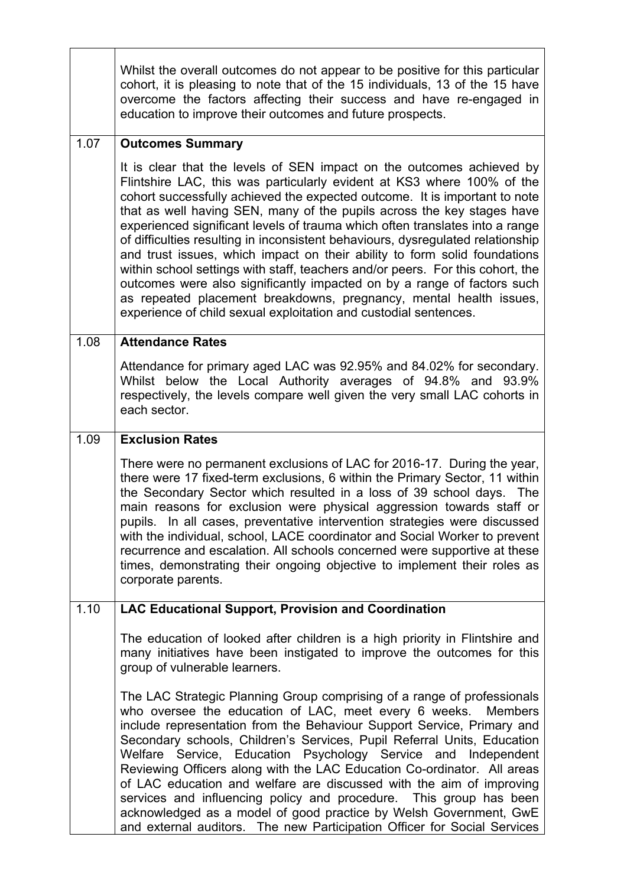| | |
|---|---|
| | Whilst the overall outcomes do not appear to be positive for this particular cohort, it is pleasing to note that of the 15 individuals, 13 of the 15 have overcome the factors affecting their success and have re-engaged in education to improve their outcomes and future prospects. |
| 1.07 | **Outcomes Summary**<br><br>It is clear that the levels of SEN impact on the outcomes achieved by Flintshire LAC, this was particularly evident at KS3 where 100% of the cohort successfully achieved the expected outcome. It is important to note that as well having SEN, many of the pupils across the key stages have experienced significant levels of trauma which often translates into a range of difficulties resulting in inconsistent behaviours, dysregulated relationship and trust issues, which impact on their ability to form solid foundations within school settings with staff, teachers and/or peers. For this cohort, the outcomes were also significantly impacted on by a range of factors such as repeated placement breakdowns, pregnancy, mental health issues, experience of child sexual exploitation and custodial sentences. |
| 1.08 | **Attendance Rates**<br><br>Attendance for primary aged LAC was 92.95% and 84.02% for secondary. Whilst below the Local Authority averages of 94.8% and 93.9% respectively, the levels compare well given the very small LAC cohorts in each sector. |
| 1.09 | **Exclusion Rates**<br><br>There were no permanent exclusions of LAC for 2016-17. During the year, there were 17 fixed-term exclusions, 6 within the Primary Sector, 11 within the Secondary Sector which resulted in a loss of 39 school days. The main reasons for exclusion were physical aggression towards staff or pupils. In all cases, preventative intervention strategies were discussed with the individual, school, LACE coordinator and Social Worker to prevent recurrence and escalation. All schools concerned were supportive at these times, demonstrating their ongoing objective to implement their roles as corporate parents. |
| 1.10 | **LAC Educational Support, Provision and Coordination**<br><br>The education of looked after children is a high priority in Flintshire and many initiatives have been instigated to improve the outcomes for this group of vulnerable learners.<br><br>The LAC Strategic Planning Group comprising of a range of professionals who oversee the education of LAC, meet every 6 weeks. Members include representation from the Behaviour Support Service, Primary and Secondary schools, Children's Services, Pupil Referral Units, Education Welfare Service, Education Psychology Service and Independent Reviewing Officers along with the LAC Education Co-ordinator. All areas of LAC education and welfare are discussed with the aim of improving services and influencing policy and procedure. This group has been acknowledged as a model of good practice by Welsh Government, GwE and external auditors. The new Participation Officer for Social Services |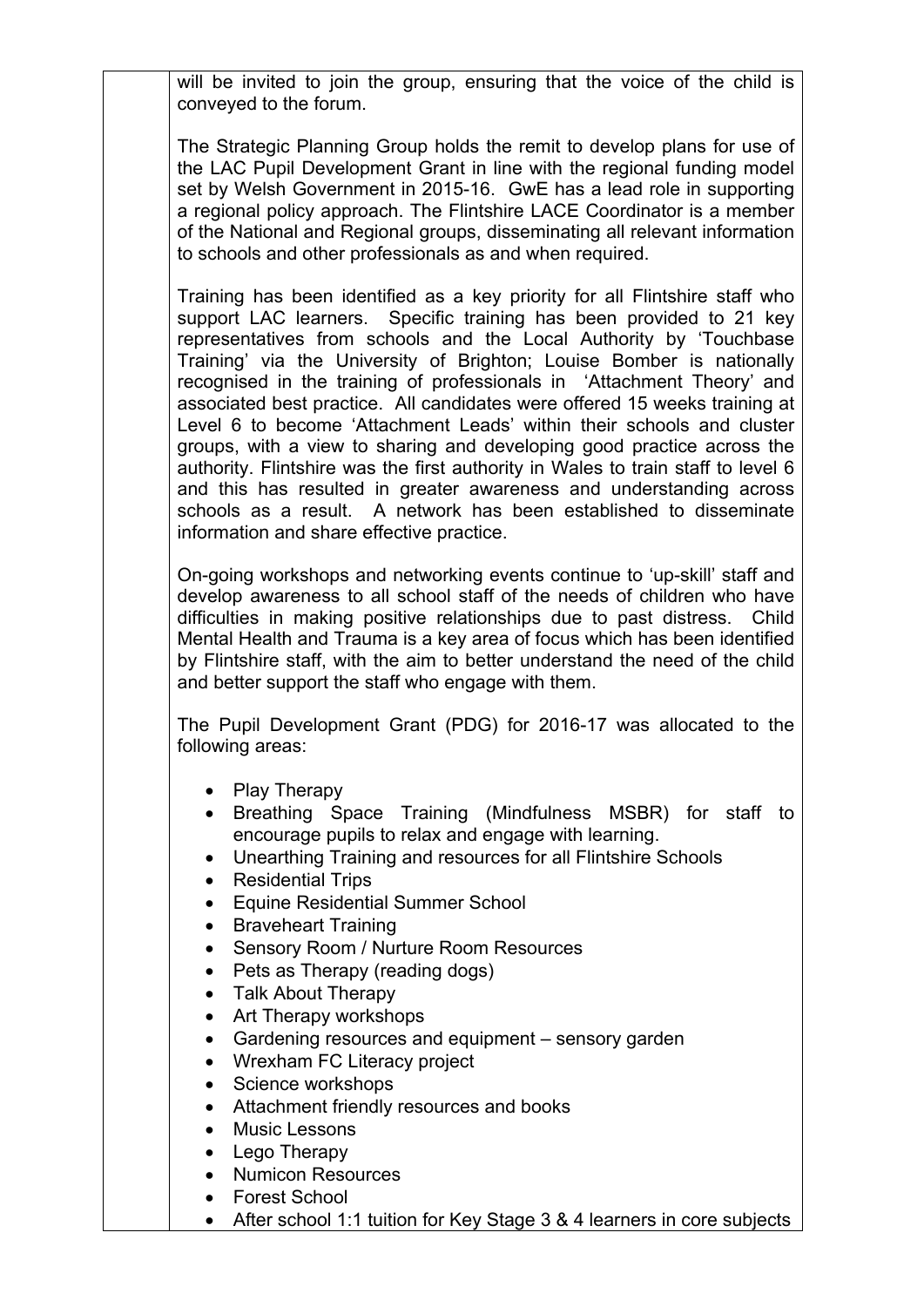will be invited to join the group, ensuring that the voice of the child is conveyed to the forum.

The Strategic Planning Group holds the remit to develop plans for use of the LAC Pupil Development Grant in line with the regional funding model set by Welsh Government in 2015-16. GwE has a lead role in supporting a regional policy approach. The Flintshire LACE Coordinator is a member of the National and Regional groups, disseminating all relevant information to schools and other professionals as and when required.

Training has been identified as a key priority for all Flintshire staff who support LAC learners. Specific training has been provided to 21 key representatives from schools and the Local Authority by 'Touchbase Training' via the University of Brighton; Louise Bomber is nationally recognised in the training of professionals in 'Attachment Theory' and associated best practice. All candidates were offered 15 weeks training at Level 6 to become 'Attachment Leads' within their schools and cluster groups, with a view to sharing and developing good practice across the authority. Flintshire was the first authority in Wales to train staff to level 6 and this has resulted in greater awareness and understanding across schools as a result. A network has been established to disseminate information and share effective practice.

On-going workshops and networking events continue to 'up-skill' staff and develop awareness to all school staff of the needs of children who have difficulties in making positive relationships due to past distress. Child Mental Health and Trauma is a key area of focus which has been identified by Flintshire staff, with the aim to better understand the need of the child and better support the staff who engage with them.

The Pupil Development Grant (PDG) for 2016-17 was allocated to the following areas:

- Play Therapy
- Breathing Space Training (Mindfulness MSBR) for staff to encourage pupils to relax and engage with learning.
- Unearthing Training and resources for all Flintshire Schools
- Residential Trips
- Equine Residential Summer School
- Braveheart Training
- Sensory Room / Nurture Room Resources
- Pets as Therapy (reading dogs)
- Talk About Therapy
- Art Therapy workshops
- Gardening resources and equipment – sensory garden
- Wrexham FC Literacy project
- Science workshops
- Attachment friendly resources and books
- Music Lessons
- Lego Therapy
- Numicon Resources
- Forest School
- After school 1:1 tuition for Key Stage 3 & 4 learners in core subjects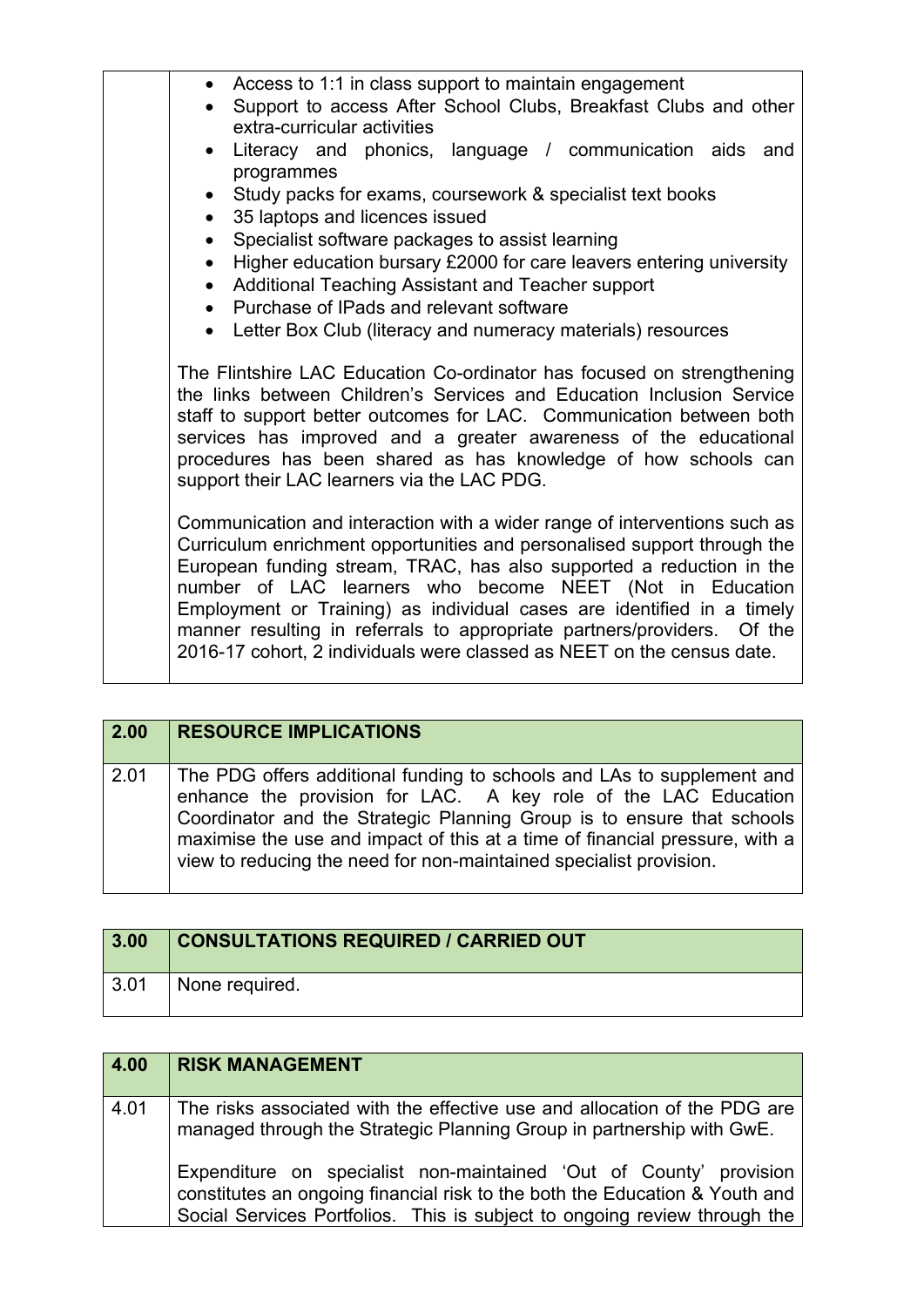| | |
|---|---|
| | • Access to 1:1 in class support to maintain engagement<br>• Support to access After School Clubs, Breakfast Clubs and other extra-curricular activities<br>• Literacy and phonics, language / communication aids and programmes<br>• Study packs for exams, coursework & specialist text books<br>• 35 laptops and licences issued<br>• Specialist software packages to assist learning<br>• Higher education bursary £2000 for care leavers entering university<br>• Additional Teaching Assistant and Teacher support<br>• Purchase of IPads and relevant software<br>• Letter Box Club (literacy and numeracy materials) resources<br><br>The Flintshire LAC Education Co-ordinator has focused on strengthening the links between Children's Services and Education Inclusion Service staff to support better outcomes for LAC. Communication between both services has improved and a greater awareness of the educational procedures has been shared as has knowledge of how schools can support their LAC learners via the LAC PDG.<br><br>Communication and interaction with a wider range of interventions such as Curriculum enrichment opportunities and personalised support through the European funding stream, TRAC, has also supported a reduction in the number of LAC learners who become NEET (Not in Education Employment or Training) as individual cases are identified in a timely manner resulting in referrals to appropriate partners/providers. Of the 2016-17 cohort, 2 individuals were classed as NEET on the census date. |

| **2.00** | **RESOURCE IMPLICATIONS** |
|---|---|
| 2.01 | The PDG offers additional funding to schools and LAs to supplement and enhance the provision for LAC. A key role of the LAC Education Coordinator and the Strategic Planning Group is to ensure that schools maximise the use and impact of this at a time of financial pressure, with a view to reducing the need for non-maintained specialist provision. |

| **3.00** | **CONSULTATIONS REQUIRED / CARRIED OUT** |
|---|---|
| 3.01 | None required. |

| **4.00** | **RISK MANAGEMENT** |
|---|---|
| 4.01 | The risks associated with the effective use and allocation of the PDG are managed through the Strategic Planning Group in partnership with GwE.<br><br>Expenditure on specialist non-maintained 'Out of County' provision constitutes an ongoing financial risk to the both the Education & Youth and Social Services Portfolios. This is subject to ongoing review through the |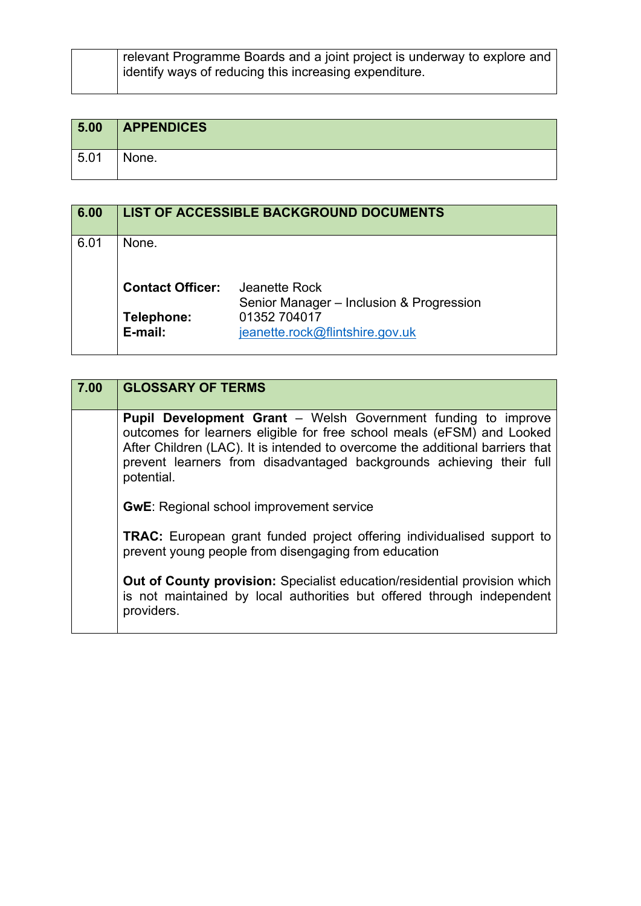| | |
|---|---|
| | relevant Programme Boards and a joint project is underway to explore and identify ways of reducing this increasing expenditure. |

| **5.00** | **APPENDICES** |
|---|---|
| 5.01 | None. |

| **6.00** | **LIST OF ACCESSIBLE BACKGROUND DOCUMENTS** |
|---|---|
| 6.01 | None.<br><br>**Contact Officer:** Jeanette Rock<br>Senior Manager – Inclusion & Progression<br>**Telephone:** 01352 704017<br>**E-mail:** jeanette.rock@flintshire.gov.uk |

| **7.00** | **GLOSSARY OF TERMS** |
|---|---|
| | **Pupil Development Grant** – Welsh Government funding to improve outcomes for learners eligible for free school meals (eFSM) and Looked After Children (LAC). It is intended to overcome the additional barriers that prevent learners from disadvantaged backgrounds achieving their full potential.<br><br>**GwE**: Regional school improvement service<br><br>**TRAC:** European grant funded project offering individualised support to prevent young people from disengaging from education<br><br>**Out of County provision:** Specialist education/residential provision which is not maintained by local authorities but offered through independent providers. |